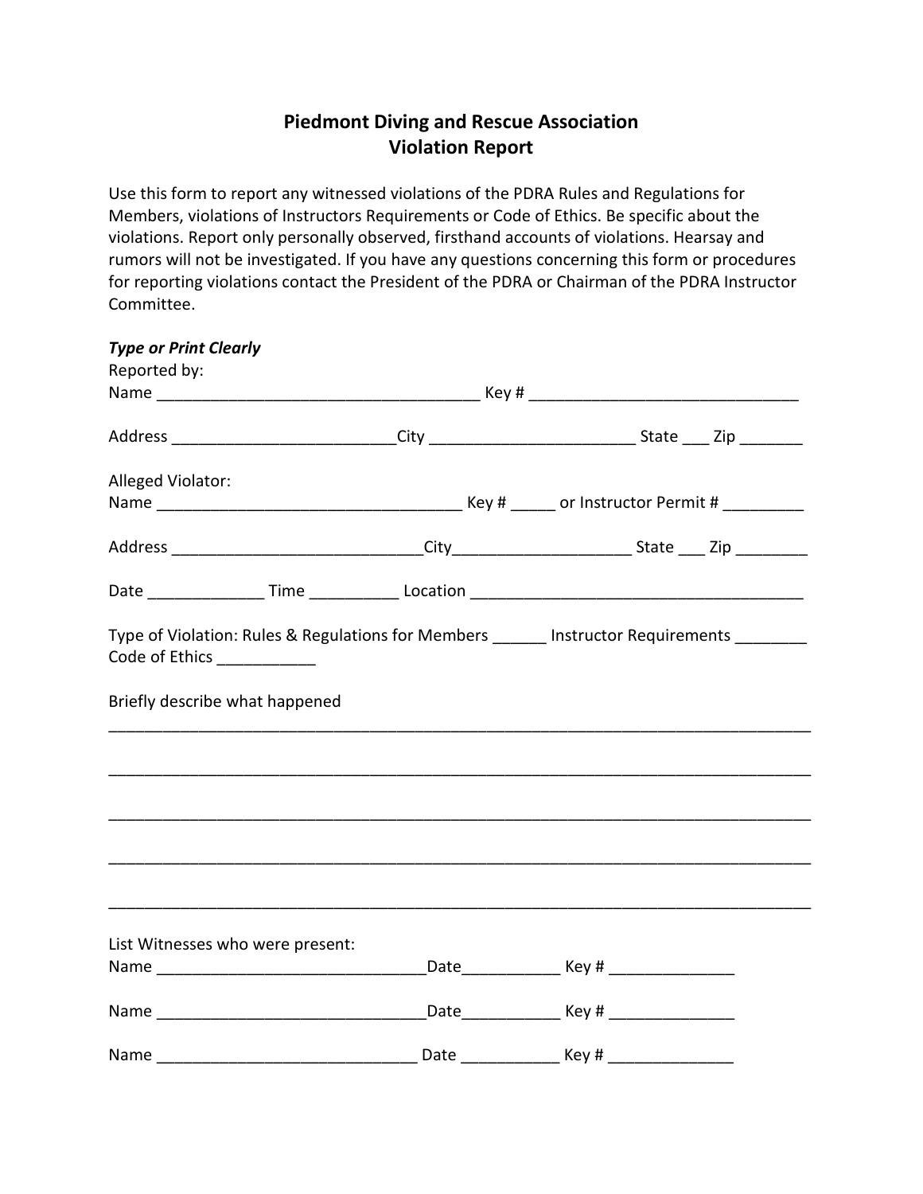# Piedmont Diving and Rescue Association
## Violation Report

Use this form to report any witnessed violations of the PDRA Rules and Regulations for Members, violations of Instructors Requirements or Code of Ethics. Be specific about the violations. Report only personally observed, firsthand accounts of violations. Hearsay and rumors will not be investigated. If you have any questions concerning this form or procedures for reporting violations contact the President of the PDRA or Chairman of the PDRA Instructor Committee.

***Type or Print Clearly***

Reported by:

Name ____________________________________ Key # ______________________________

Address _________________________City ______________________ State ___ Zip _______

Alleged Violator:

Name _________________________________ Key # _____ or Instructor Permit # _________

Address ___________________________City___________________ State ___ Zip ________

Date _____________ Time __________ Location _____________________________________

Type of Violation: Rules & Regulations for Members ______ Instructor Requirements ________ Code of Ethics ___________

Briefly describe what happened

______________________________________________________________________________

______________________________________________________________________________

______________________________________________________________________________

______________________________________________________________________________

______________________________________________________________________________

List Witnesses who were present:

Name ______________________________Date___________ Key # ______________

Name ______________________________Date___________ Key # ______________

Name _____________________________ Date ___________ Key # ______________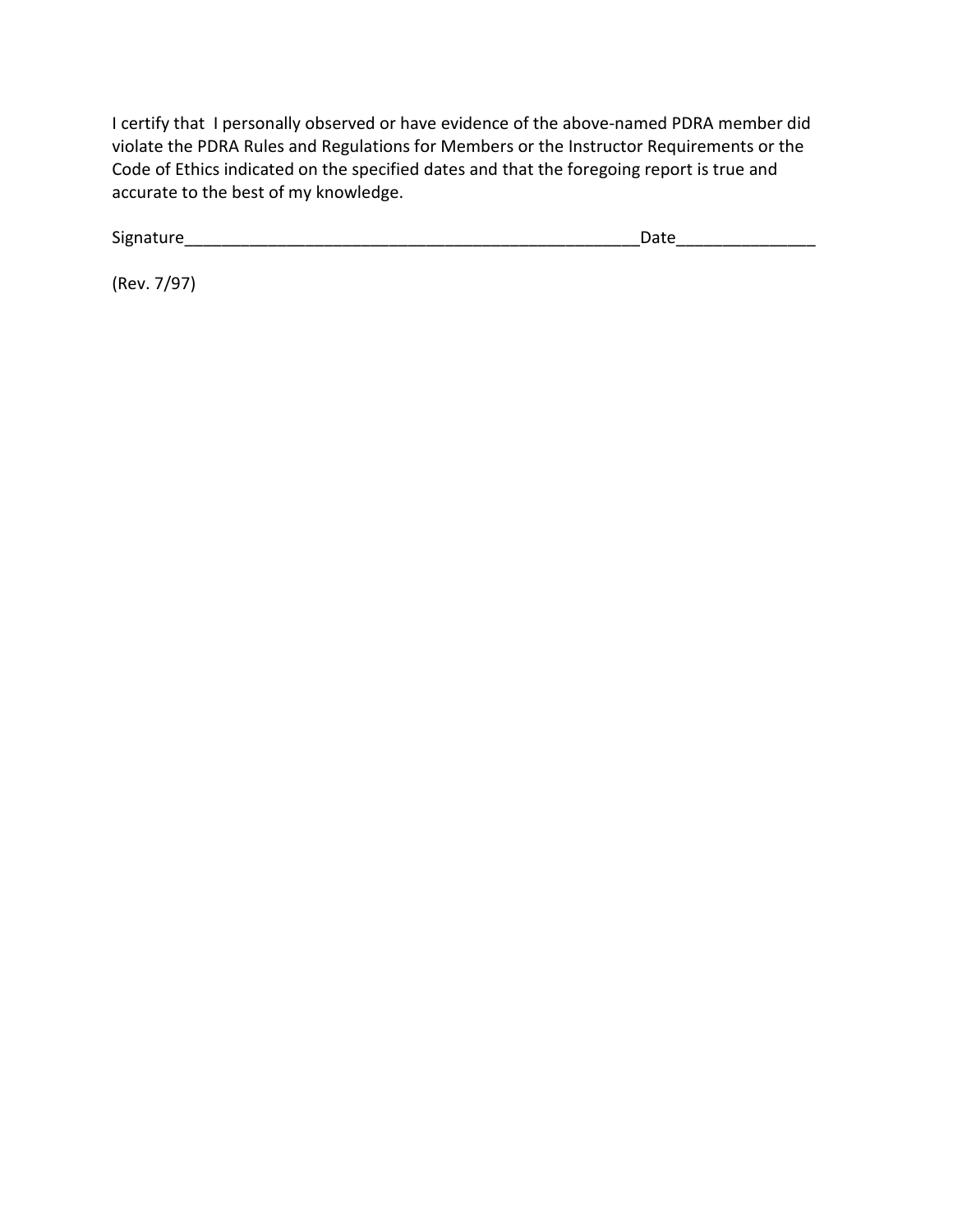I certify that I personally observed or have evidence of the above-named PDRA member did violate the PDRA Rules and Regulations for Members or the Instructor Requirements or the Code of Ethics indicated on the specified dates and that the foregoing report is true and accurate to the best of my knowledge.

Signature___________________________________________________Date______________

(Rev. 7/97)